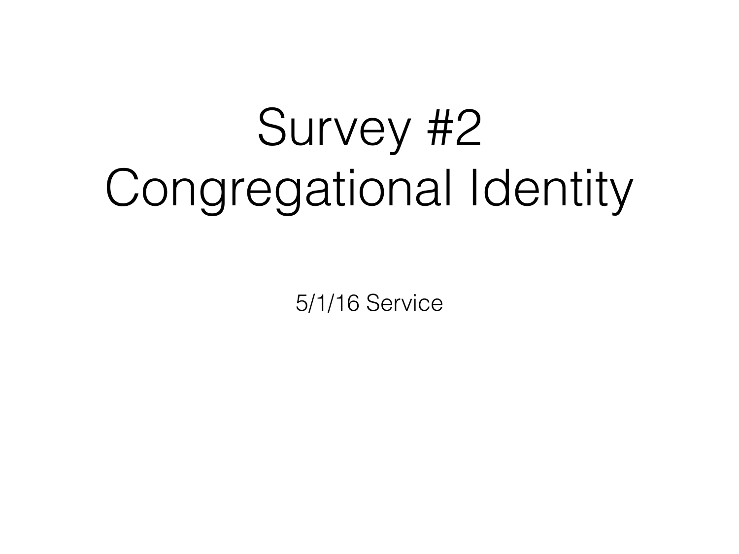# Survey #2
# Congregational Identity

5/1/16 Service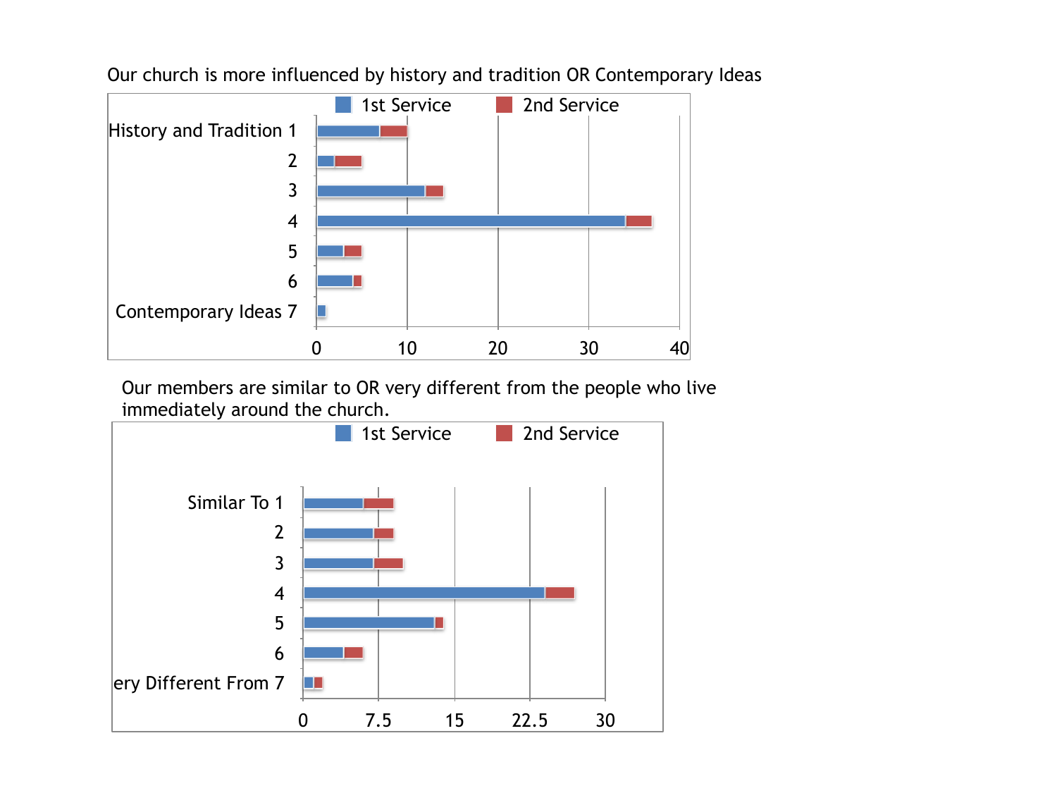Our church is more influenced by history and tradition OR Contemporary Ideas

| | 1st Service | 2nd Service |
|---|---|---|
| History and Tradition 1 | 7 | 3 |
| 2 | 2 | 3 |
| 3 | 12 | 2 |
| 4 | 34 | 3 |
| 5 | 3 | 2 |
| 6 | 4 | 1 |
| Contemporary Ideas 7 | 1 | 0 |

Our members are similar to OR very different from the people who live immediately around the church.

| | 1st Service | 2nd Service |
|---|---|---|
| Similar To 1 | 6 | 3 |
| 2 | 7 | 2 |
| 3 | 7 | 3 |
| 4 | 24 | 3 |
| 5 | 13 | 1 |
| 6 | 4 | 2 |
| Very Different From 7 | 1 | 1 |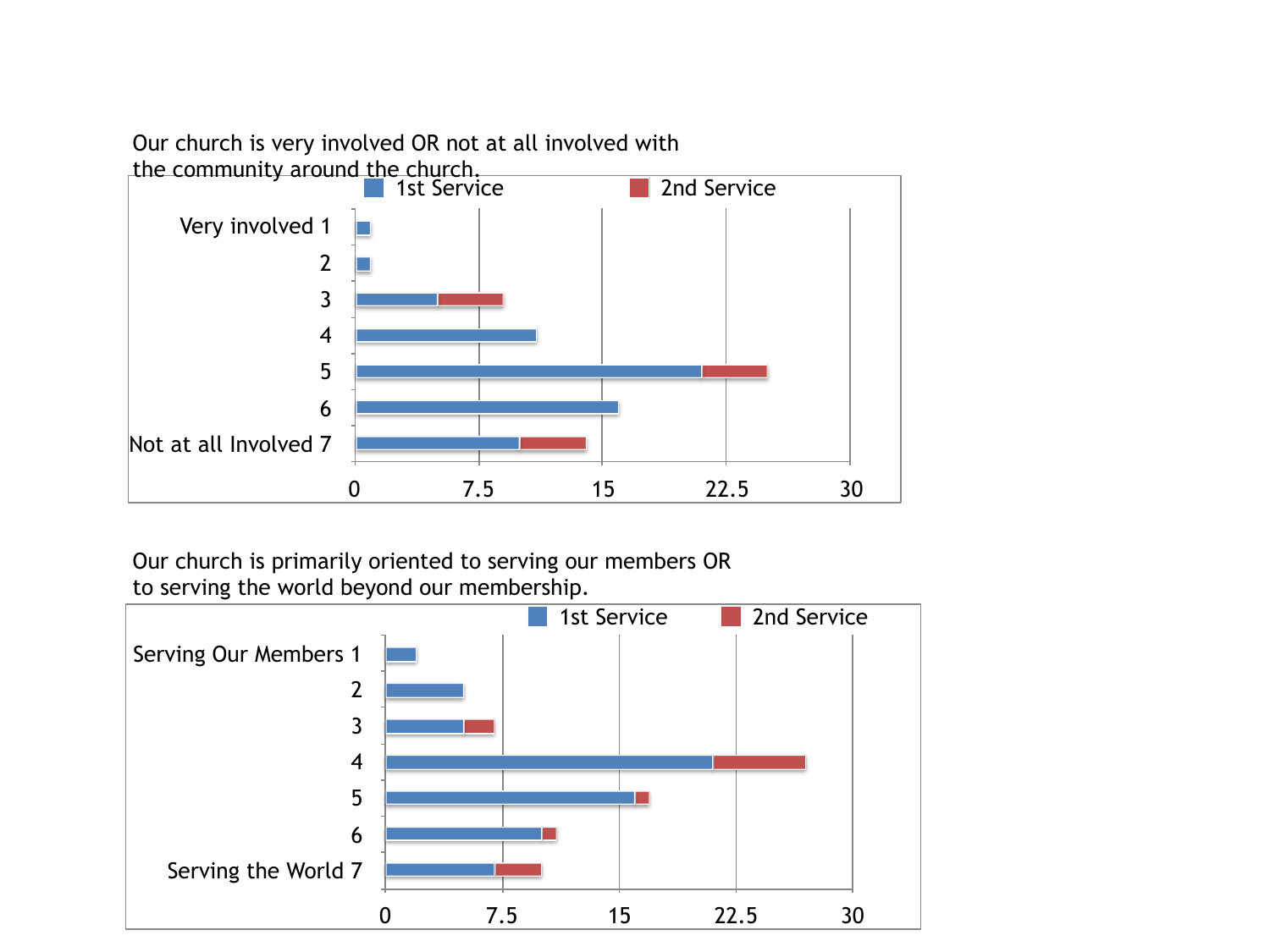Our church is very involved OR not at all involved with the community around the church.

1st Service | 2nd Service

Very involved 1
2
3
4
5
6
Not at all Involved 7

0 | 7.5 | 15 | 22.5 | 30

Our church is primarily oriented to serving our members OR to serving the world beyond our membership.

1st Service | 2nd Service

Serving Our Members 1
2
3
4
5
6
Serving the World 7

0 | 7.5 | 15 | 22.5 | 30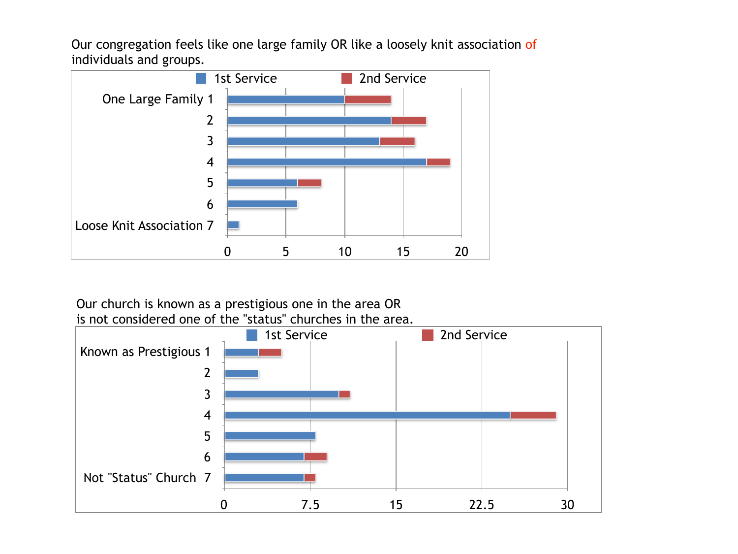Our congregation feels like one large family OR like a loosely knit association of individuals and groups.

| | 1st Service | 2nd Service |
|---|---|---|
| One Large Family 1 | 10 | 4 |
| 2 | 14 | 3 |
| 3 | 13 | 3 |
| 4 | 17 | 2 |
| 5 | 6 | 2 |
| 6 | 6 | 0 |
| Loose Knit Association 7 | 1 | 0 |

Our church is known as a prestigious one in the area OR is not considered one of the "status" churches in the area.

| | 1st Service | 2nd Service |
|---|---|---|
| Known as Prestigious 1 | 3 | 2 |
| 2 | 3 | 0 |
| 3 | 10 | 1 |
| 4 | 25 | 4 |
| 5 | 8 | 0 |
| 6 | 7 | 2 |
| Not "Status" Church 7 | 7 | 1 |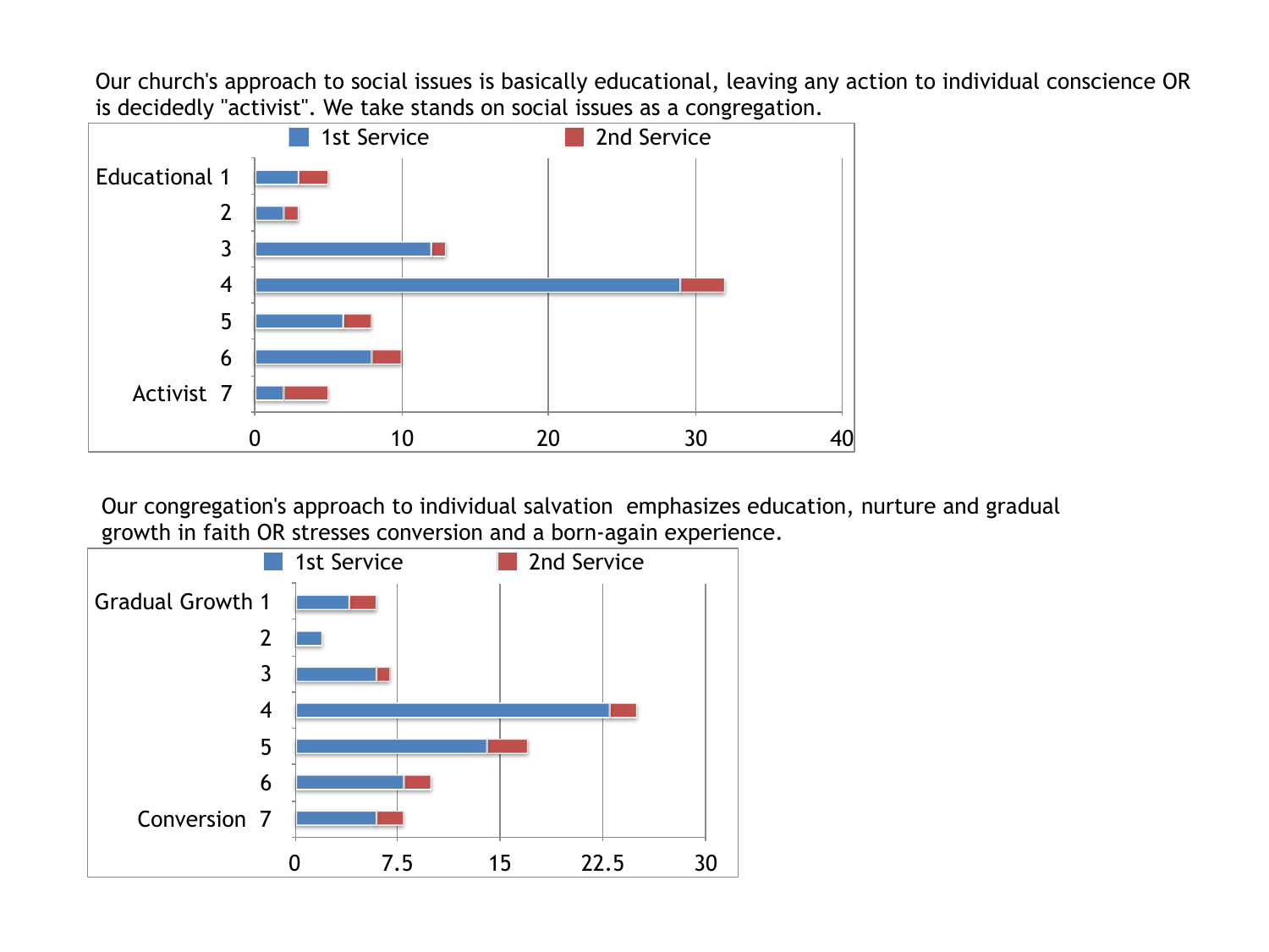Our church's approach to social issues is basically educational, leaving any action to individual conscience OR is decidedly "activist". We take stands on social issues as a congregation.

| Response | 1st Service | 2nd Service |
|---|---|---|
| Educational 1 | 3 | 2 |
| 2 | 2 | 1 |
| 3 | 12 | 1 |
| 4 | 29 | 3 |
| 5 | 6 | 2 |
| 6 | 8 | 2 |
| Activist 7 | 2 | 3 |

Our congregation's approach to individual salvation emphasizes education, nurture and gradual growth in faith OR stresses conversion and a born-again experience.

| Response | 1st Service | 2nd Service |
|---|---|---|
| Gradual Growth 1 | 4 | 2 |
| 2 | 2 | 0 |
| 3 | 6 | 1 |
| 4 | 23 | 2 |
| 5 | 14 | 3 |
| 6 | 8 | 2 |
| Conversion 7 | 6 | 2 |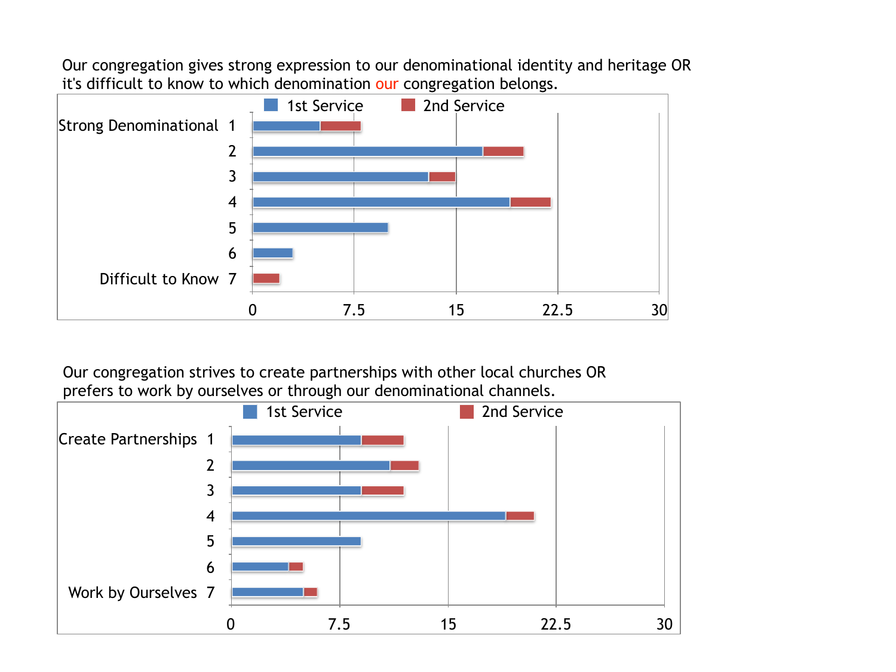Our congregation gives strong expression to our denominational identity and heritage OR it's difficult to know to which denomination our congregation belongs.

| | 1st Service | 2nd Service |
|---|---|---|
| Strong Denominational 1 | 5 | 3 |
| 2 | 17 | 3 |
| 3 | 13 | 2 |
| 4 | 19 | 3 |
| 5 | 10 | 0 |
| 6 | 3 | 0 |
| Difficult to Know 7 | 0 | 2 |

Our congregation strives to create partnerships with other local churches OR prefers to work by ourselves or through our denominational channels.

| | 1st Service | 2nd Service |
|---|---|---|
| Create Partnerships 1 | 9 | 3 |
| 2 | 11 | 2 |
| 3 | 9 | 3 |
| 4 | 19 | 2 |
| 5 | 9 | 0 |
| 6 | 4 | 1 |
| Work by Ourselves 7 | 5 | 1 |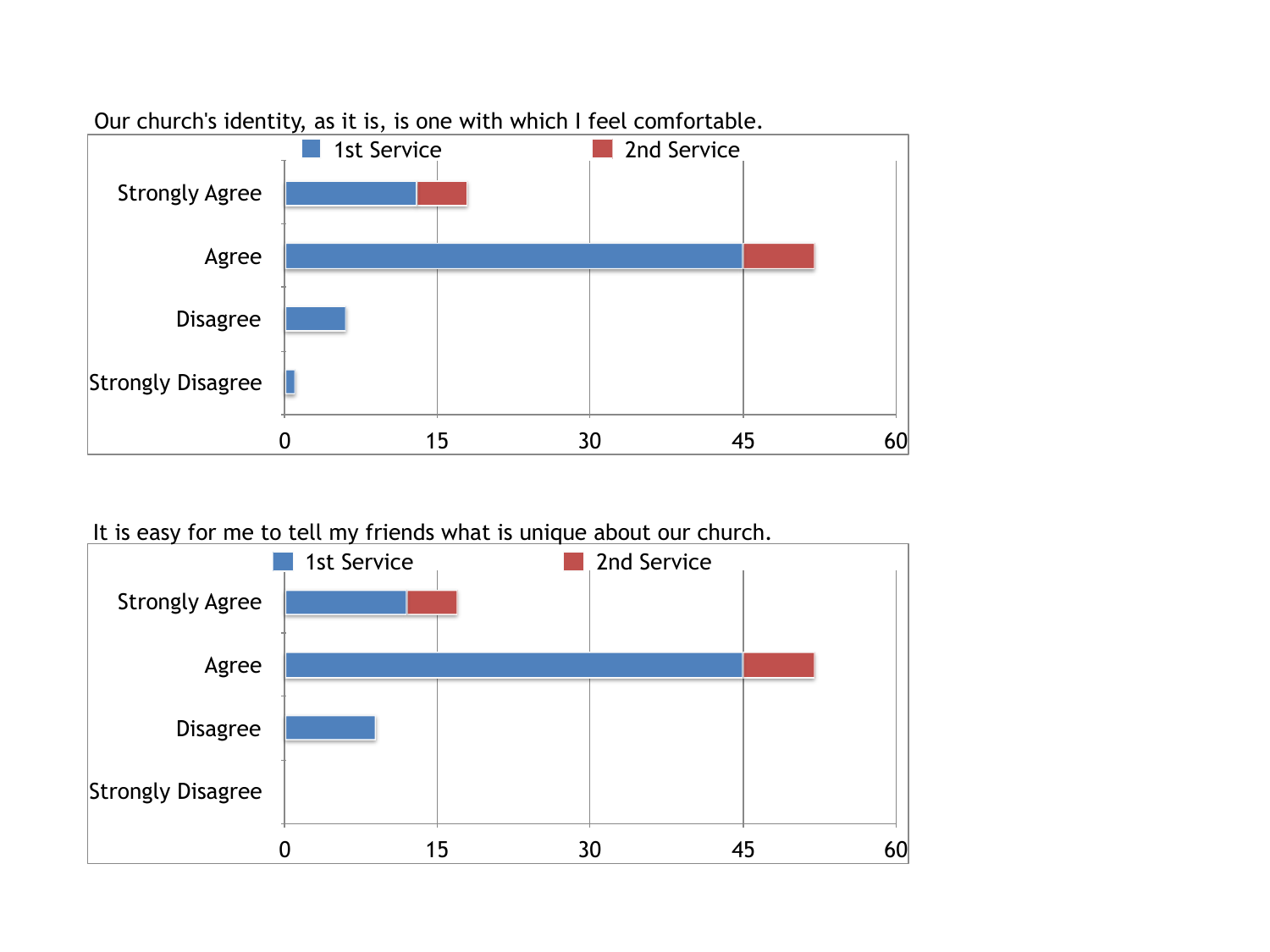Our church's identity, as it is, is one with which I feel comfortable.

1st Service | 2nd Service

Strongly Agree

Agree

Disagree

Strongly Disagree

0 15 30 45 60

It is easy for me to tell my friends what is unique about our church.

1st Service | 2nd Service

Strongly Agree

Agree

Disagree

Strongly Disagree

0 15 30 45 60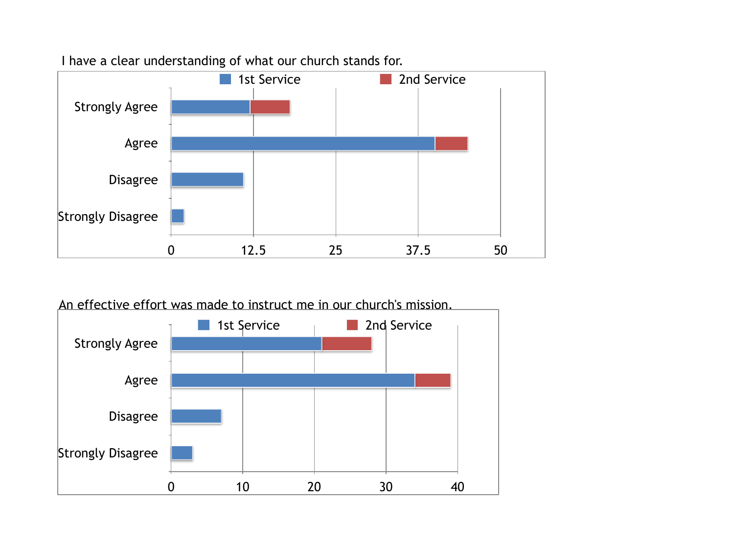I have a clear understanding of what our church stands for.

| | 1st Service | 2nd Service |
|---|---|---|
| Strongly Agree | 12 | 6 |
| Agree | 40 | 5 |
| Disagree | 11 | |
| Strongly Disagree | 2 | |

An effective effort was made to instruct me in our church's mission.

| | 1st Service | 2nd Service |
|---|---|---|
| Strongly Agree | 21 | 7 |
| Agree | 34 | 5 |
| Disagree | 7 | |
| Strongly Disagree | 3 | |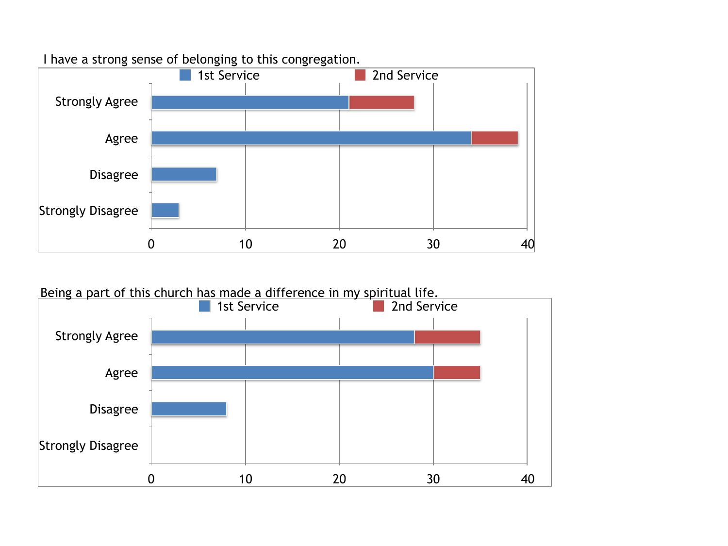I have a strong sense of belonging to this congregation.

1st Service
2nd Service

Strongly Agree
Agree
Disagree
Strongly Disagree

0
10
20
30
40

Being a part of this church has made a difference in my spiritual life.

1st Service
2nd Service

Strongly Agree
Agree
Disagree
Strongly Disagree

0
10
20
30
40